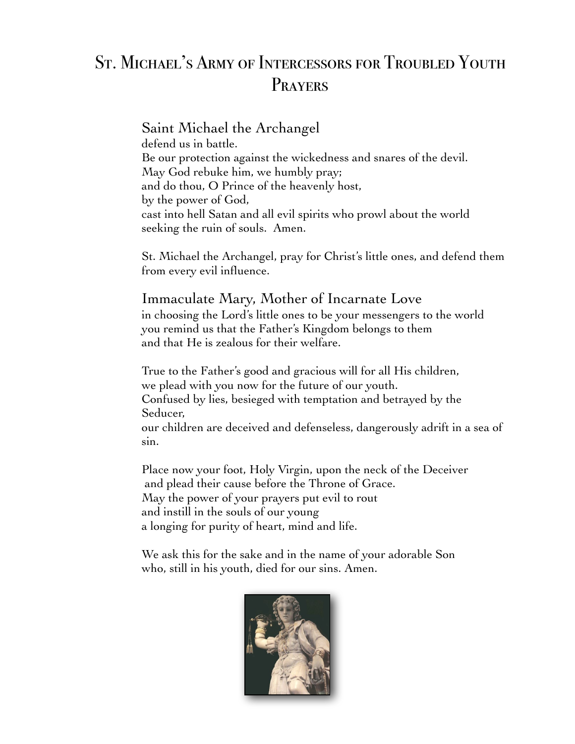# St. Michael's Army of Intercessors for Troubled Youth Prayers

## Saint Michael the Archangel

defend us in battle.
Be our protection against the wickedness and snares of the devil.
May God rebuke him, we humbly pray;
and do thou, O Prince of the heavenly host,
by the power of God,
cast into hell Satan and all evil spirits who prowl about the world
seeking the ruin of souls. Amen.

St. Michael the Archangel, pray for Christ's little ones, and defend them from every evil influence.

## Immaculate Mary, Mother of Incarnate Love

in choosing the Lord's little ones to be your messengers to the world
you remind us that the Father's Kingdom belongs to them
and that He is zealous for their welfare.

True to the Father's good and gracious will for all His children,
we plead with you now for the future of our youth.
Confused by lies, besieged with temptation and betrayed by the Seducer,
our children are deceived and defenseless, dangerously adrift in a sea of sin.

Place now your foot, Holy Virgin, upon the neck of the Deceiver
and plead their cause before the Throne of Grace.
May the power of your prayers put evil to rout
and instill in the souls of our young
a longing for purity of heart, mind and life.

We ask this for the sake and in the name of your adorable Son
who, still in his youth, died for our sins. Amen.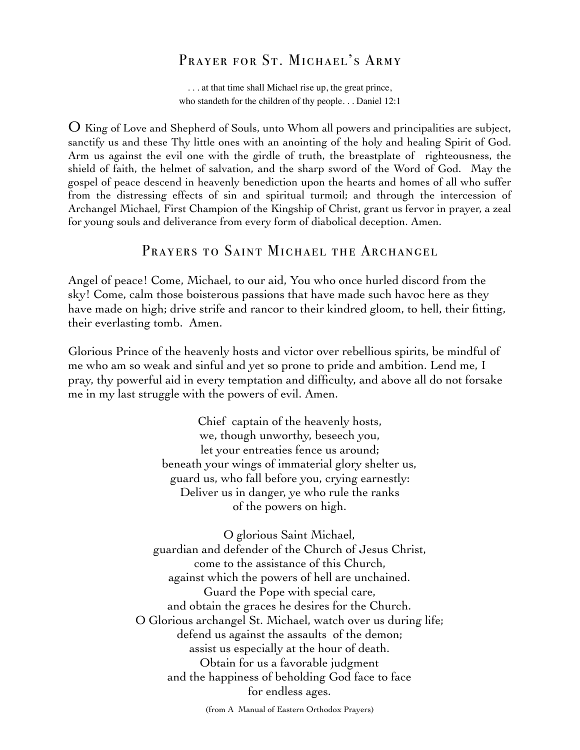## Prayer for St. Michael's Army

. . . at that time shall Michael rise up, the great prince,
who standeth for the children of thy people. . . Daniel 12:1

O King of Love and Shepherd of Souls, unto Whom all powers and principalities are subject, sanctify us and these Thy little ones with an anointing of the holy and healing Spirit of God. Arm us against the evil one with the girdle of truth, the breastplate of righteousness, the shield of faith, the helmet of salvation, and the sharp sword of the Word of God. May the gospel of peace descend in heavenly benediction upon the hearts and homes of all who suffer from the distressing effects of sin and spiritual turmoil; and through the intercession of Archangel Michael, First Champion of the Kingship of Christ, grant us fervor in prayer, a zeal for young souls and deliverance from every form of diabolical deception. Amen.

## Prayers to Saint Michael the Archangel

Angel of peace! Come, Michael, to our aid, You who once hurled discord from the sky! Come, calm those boisterous passions that have made such havoc here as they have made on high; drive strife and rancor to their kindred gloom, to hell, their fitting, their everlasting tomb. Amen.

Glorious Prince of the heavenly hosts and victor over rebellious spirits, be mindful of me who am so weak and sinful and yet so prone to pride and ambition. Lend me, I pray, thy powerful aid in every temptation and difficulty, and above all do not forsake me in my last struggle with the powers of evil. Amen.

Chief captain of the heavenly hosts,
we, though unworthy, beseech you,
let your entreaties fence us around;
beneath your wings of immaterial glory shelter us,
guard us, who fall before you, crying earnestly:
Deliver us in danger, ye who rule the ranks
of the powers on high.

O glorious Saint Michael,
guardian and defender of the Church of Jesus Christ,
come to the assistance of this Church,
against which the powers of hell are unchained.
Guard the Pope with special care,
and obtain the graces he desires for the Church.
O Glorious archangel St. Michael, watch over us during life;
defend us against the assaults of the demon;
assist us especially at the hour of death.
Obtain for us a favorable judgment
and the happiness of beholding God face to face
for endless ages.

(from A Manual of Eastern Orthodox Prayers)